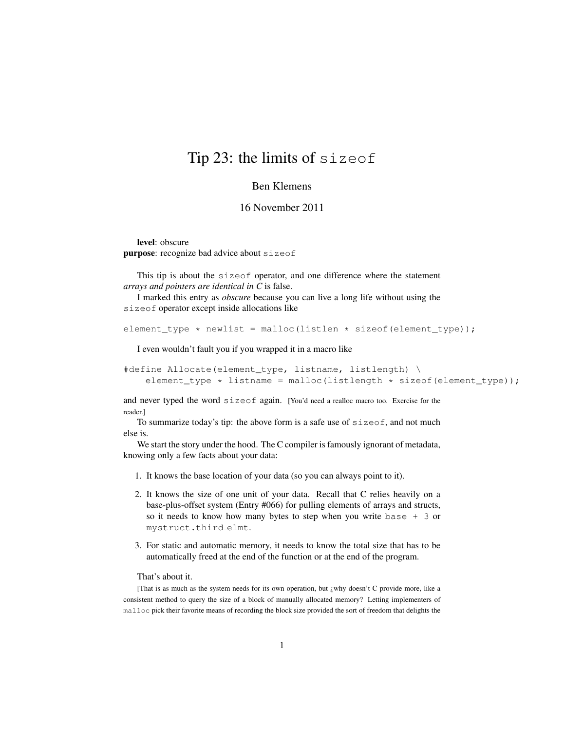# Tip 23: the limits of `sizeof`

Ben Klemens

16 November 2011

**level**: obscure
**purpose**: recognize bad advice about `sizeof`

This tip is about the `sizeof` operator, and one difference where the statement *arrays and pointers are identical in C* is false.

I marked this entry as *obscure* because you can live a long life without using the `sizeof` operator except inside allocations like

```
element_type * newlist = malloc(listlen * sizeof(element_type));
```

I even wouldn't fault you if you wrapped it in a macro like

```
#define Allocate(element_type, listname, listlength) \
    element_type * listname = malloc(listlength * sizeof(element_type));
```

and never typed the word `sizeof` again. [You'd need a realloc macro too. Exercise for the reader.]

To summarize today's tip: the above form is a safe use of `sizeof`, and not much else is.

We start the story under the hood. The C compiler is famously ignorant of metadata, knowing only a few facts about your data:

1. It knows the base location of your data (so you can always point to it).
2. It knows the size of one unit of your data. Recall that C relies heavily on a base-plus-offset system (Entry #066) for pulling elements of arrays and structs, so it needs to know how many bytes to step when you write `base + 3` or `mystruct.third_elmt`.
3. For static and automatic memory, it needs to know the total size that has to be automatically freed at the end of the function or at the end of the program.

That's about it.

[That is as much as the system needs for its own operation, but ¿why doesn't C provide more, like a consistent method to query the size of a block of manually allocated memory? Letting implementers of `malloc` pick their favorite means of recording the block size provided the sort of freedom that delights the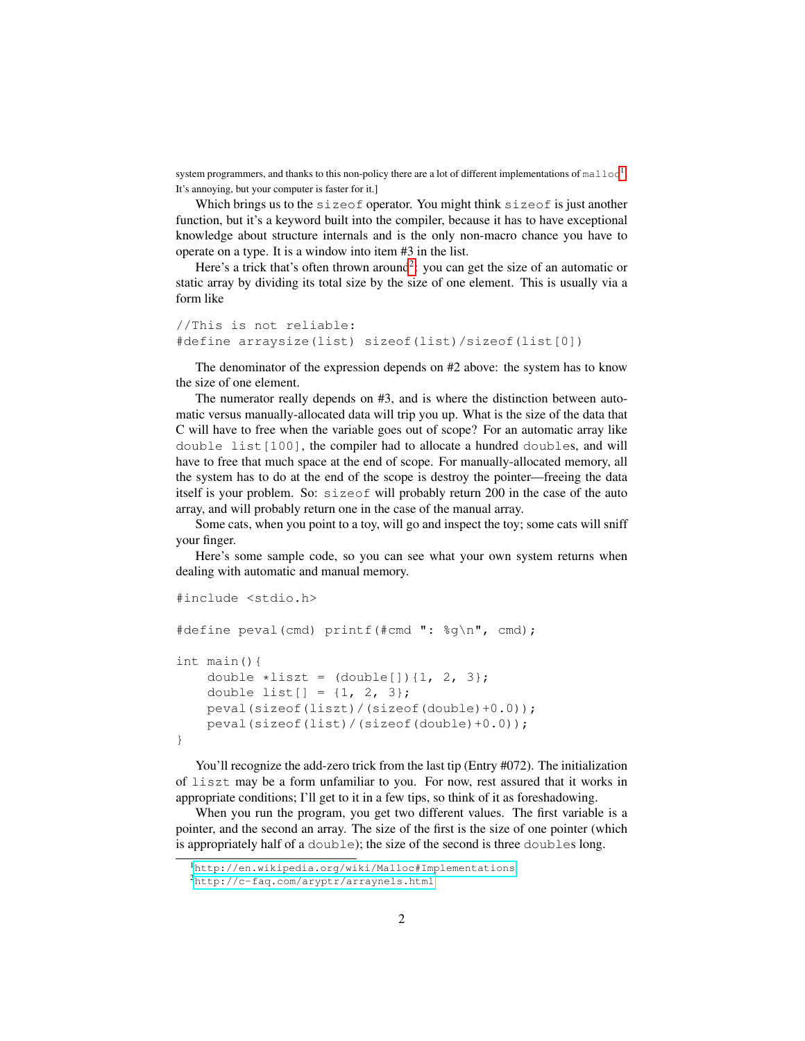system programmers, and thanks to this non-policy there are a lot of different implementations of malloc[1]. It's annoying, but your computer is faster for it.]

Which brings us to the sizeof operator. You might think sizeof is just another function, but it's a keyword built into the compiler, because it has to have exceptional knowledge about structure internals and is the only non-macro chance you have to operate on a type. It is a window into item #3 in the list.

Here's a trick that's often thrown around[2]: you can get the size of an automatic or static array by dividing its total size by the size of one element. This is usually via a form like

```
//This is not reliable:
#define arraysize(list) sizeof(list)/sizeof(list[0])
```

The denominator of the expression depends on #2 above: the system has to know the size of one element.

The numerator really depends on #3, and is where the distinction between automatic versus manually-allocated data will trip you up. What is the size of the data that C will have to free when the variable goes out of scope? For an automatic array like double list[100], the compiler had to allocate a hundred doubles, and will have to free that much space at the end of scope. For manually-allocated memory, all the system has to do at the end of the scope is destroy the pointer—freeing the data itself is your problem. So: sizeof will probably return 200 in the case of the auto array, and will probably return one in the case of the manual array.

Some cats, when you point to a toy, will go and inspect the toy; some cats will sniff your finger.

Here's some sample code, so you can see what your own system returns when dealing with automatic and manual memory.

```
#include <stdio.h>

#define peval(cmd) printf(#cmd ": %g\n", cmd);

int main(){
    double *liszt = (double[]){1, 2, 3};
    double list[] = {1, 2, 3};
    peval(sizeof(liszt)/(sizeof(double)+0.0));
    peval(sizeof(list)/(sizeof(double)+0.0));
}
```

You'll recognize the add-zero trick from the last tip (Entry #072). The initialization of liszt may be a form unfamiliar to you. For now, rest assured that it works in appropriate conditions; I'll get to it in a few tips, so think of it as foreshadowing.

When you run the program, you get two different values. The first variable is a pointer, and the second an array. The size of the first is the size of one pointer (which is appropriately half of a double); the size of the second is three doubles long.

[1] http://en.wikipedia.org/wiki/Malloc#Implementations

[2] http://c-faq.com/aryptr/arraynels.html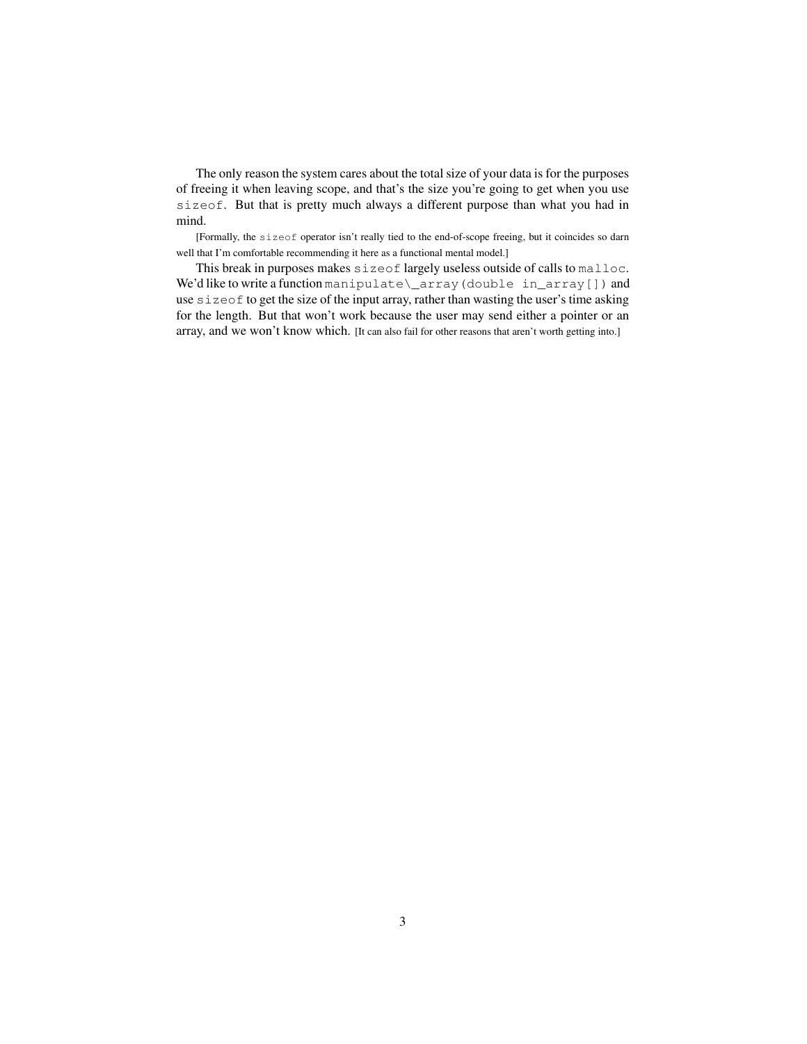The only reason the system cares about the total size of your data is for the purposes of freeing it when leaving scope, and that's the size you're going to get when you use `sizeof`. But that is pretty much always a different purpose than what you had in mind.

[Formally, the `sizeof` operator isn't really tied to the end-of-scope freeing, but it coincides so darn well that I'm comfortable recommending it here as a functional mental model.]

This break in purposes makes `sizeof` largely useless outside of calls to `malloc`. We'd like to write a function `manipulate\_array(double in_array[])` and use `sizeof` to get the size of the input array, rather than wasting the user's time asking for the length. But that won't work because the user may send either a pointer or an array, and we won't know which. [It can also fail for other reasons that aren't worth getting into.]